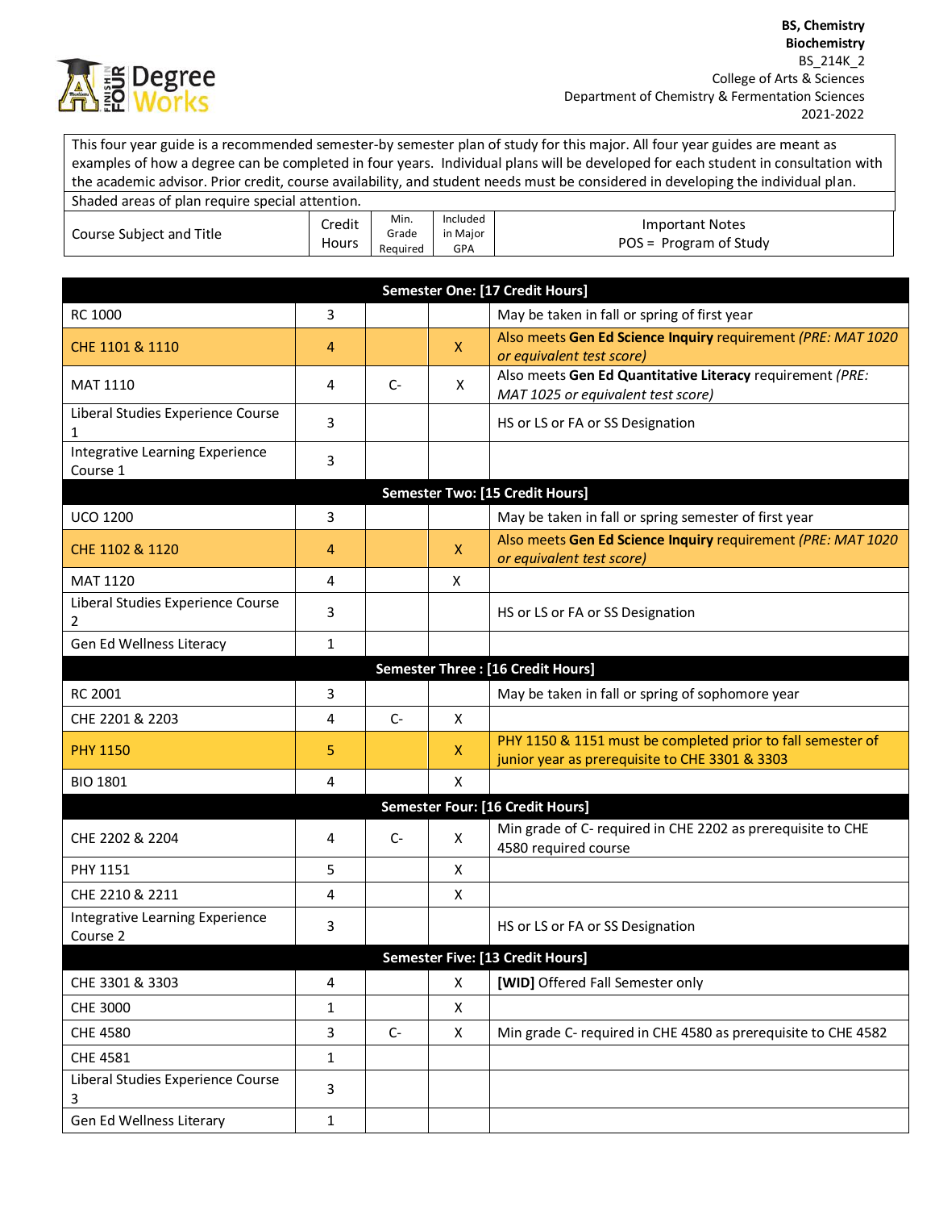**BS, Chemistry**
**Biochemistry**
BS_214K_2
College of Arts & Sciences
Department of Chemistry & Fermentation Sciences
2021-2022

This four year guide is a recommended semester-by semester plan of study for this major. All four year guides are meant as examples of how a degree can be completed in four years. Individual plans will be developed for each student in consultation with the academic advisor. Prior credit, course availability, and student needs must be considered in developing the individual plan.

Shaded areas of plan require special attention.

| Course Subject and Title | Credit Hours | Min. Grade Required | Included in Major GPA | Important Notes POS = Program of Study |
|---|---|---|---|---|
| **Semester One: [17 Credit Hours]** | | | | |
| RC 1000 | 3 | | | May be taken in fall or spring of first year |
| CHE 1101 & 1110 | 4 | | X | Also meets **Gen Ed Science Inquiry** requirement *(PRE: MAT 1020 or equivalent test score)* |
| MAT 1110 | 4 | C- | X | Also meets **Gen Ed Quantitative Literacy** requirement *(PRE: MAT 1025 or equivalent test score)* |
| Liberal Studies Experience Course 1 | 3 | | | HS or LS or FA or SS Designation |
| Integrative Learning Experience Course 1 | 3 | | | |
| **Semester Two: [15 Credit Hours]** | | | | |
| UCO 1200 | 3 | | | May be taken in fall or spring semester of first year |
| CHE 1102 & 1120 | 4 | | X | Also meets **Gen Ed Science Inquiry** requirement *(PRE: MAT 1020 or equivalent test score)* |
| MAT 1120 | 4 | | X | |
| Liberal Studies Experience Course 2 | 3 | | | HS or LS or FA or SS Designation |
| Gen Ed Wellness Literacy | 1 | | | |
| **Semester Three : [16 Credit Hours]** | | | | |
| RC 2001 | 3 | | | May be taken in fall or spring of sophomore year |
| CHE 2201 & 2203 | 4 | C- | X | |
| PHY 1150 | 5 | | X | PHY 1150 & 1151 must be completed prior to fall semester of junior year as prerequisite to CHE 3301 & 3303 |
| BIO 1801 | 4 | | X | |
| **Semester Four: [16 Credit Hours]** | | | | |
| CHE 2202 & 2204 | 4 | C- | X | Min grade of C- required in CHE 2202 as prerequisite to CHE 4580 required course |
| PHY 1151 | 5 | | X | |
| CHE 2210 & 2211 | 4 | | X | |
| Integrative Learning Experience Course 2 | 3 | | | HS or LS or FA or SS Designation |
| **Semester Five: [13 Credit Hours]** | | | | |
| CHE 3301 & 3303 | 4 | | X | **[WID]** Offered Fall Semester only |
| CHE 3000 | 1 | | X | |
| CHE 4580 | 3 | C- | X | Min grade C- required in CHE 4580 as prerequisite to CHE 4582 |
| CHE 4581 | 1 | | | |
| Liberal Studies Experience Course 3 | 3 | | | |
| Gen Ed Wellness Literary | 1 | | | |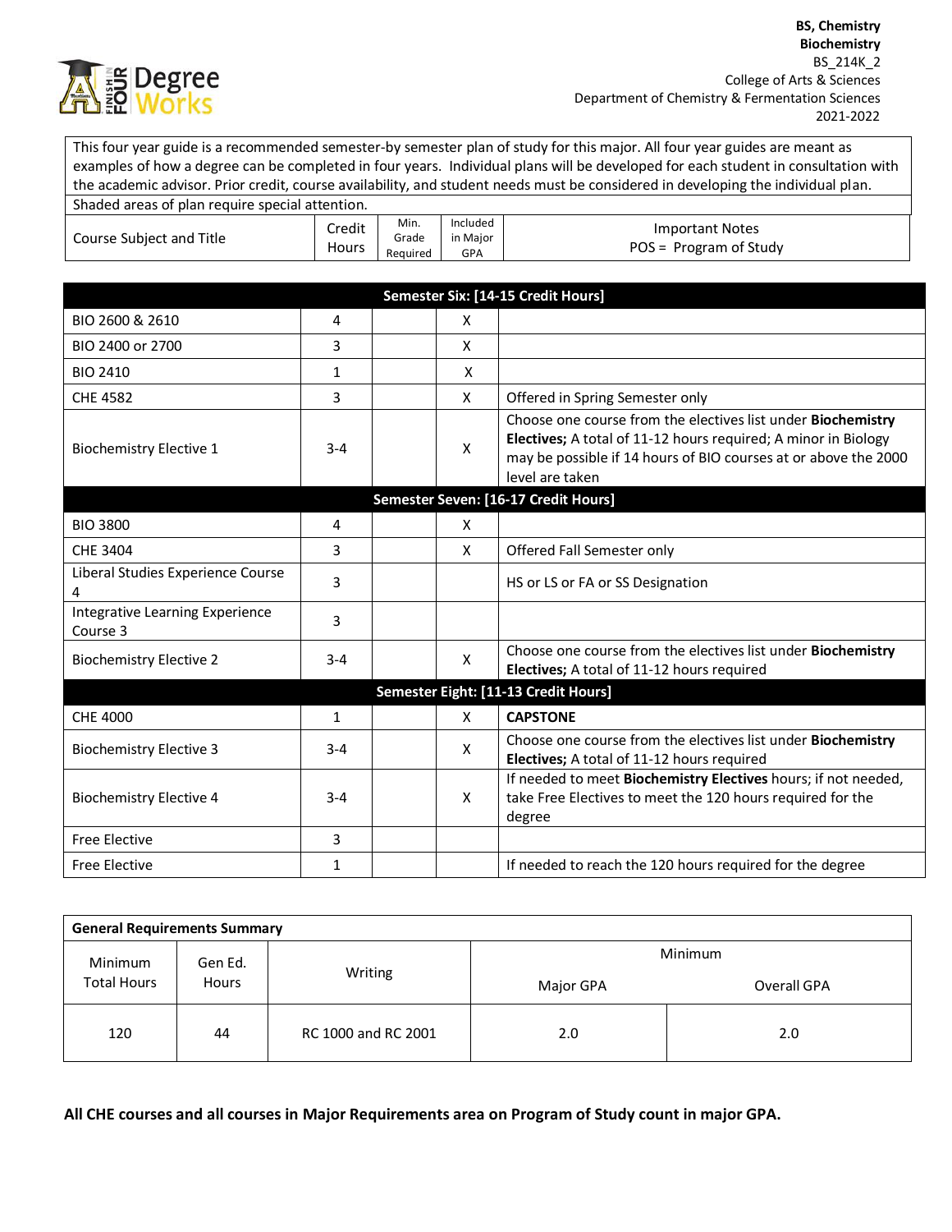**BS, Chemistry**
**Biochemistry**
BS_214K_2
College of Arts & Sciences
Department of Chemistry & Fermentation Sciences
2021-2022

| This four year guide is a recommended semester-by semester plan of study for this major. All four year guides are meant as examples of how a degree can be completed in four years. Individual plans will be developed for each student in consultation with the academic advisor. Prior credit, course availability, and student needs must be considered in developing the individual plan. |
|---|
| Shaded areas of plan require special attention. |

| Course Subject and Title | Credit Hours | Min. Grade Required | Included in Major GPA | Important Notes POS = Program of Study |
|---|---|---|---|---|
| **Semester Six: [14-15 Credit Hours]** | | | | |
| BIO 2600 & 2610 | 4 | | X | |
| BIO 2400 or 2700 | 3 | | X | |
| BIO 2410 | 1 | | X | |
| CHE 4582 | 3 | | X | Offered in Spring Semester only |
| Biochemistry Elective 1 | 3-4 | | X | Choose one course from the electives list under **Biochemistry Electives;** A total of 11-12 hours required; A minor in Biology may be possible if 14 hours of BIO courses at or above the 2000 level are taken |
| **Semester Seven: [16-17 Credit Hours]** | | | | |
| BIO 3800 | 4 | | X | |
| CHE 3404 | 3 | | X | Offered Fall Semester only |
| Liberal Studies Experience Course 4 | 3 | | | HS or LS or FA or SS Designation |
| Integrative Learning Experience Course 3 | 3 | | | |
| Biochemistry Elective 2 | 3-4 | | X | Choose one course from the electives list under **Biochemistry Electives;** A total of 11-12 hours required |
| **Semester Eight: [11-13 Credit Hours]** | | | | |
| CHE 4000 | 1 | | X | **CAPSTONE** |
| Biochemistry Elective 3 | 3-4 | | X | Choose one course from the electives list under **Biochemistry Electives;** A total of 11-12 hours required |
| Biochemistry Elective 4 | 3-4 | | X | If needed to meet **Biochemistry Electives** hours; if not needed, take Free Electives to meet the 120 hours required for the degree |
| Free Elective | 3 | | | |
| Free Elective | 1 | | | If needed to reach the 120 hours required for the degree |

| **General Requirements Summary** | | | | |
|---|---|---|---|---|
| Minimum Total Hours | Gen Ed. Hours | Writing | Minimum | |
| | | | Major GPA | Overall GPA |
| 120 | 44 | RC 1000 and RC 2001 | 2.0 | 2.0 |

**All CHE courses and all courses in Major Requirements area on Program of Study count in major GPA.**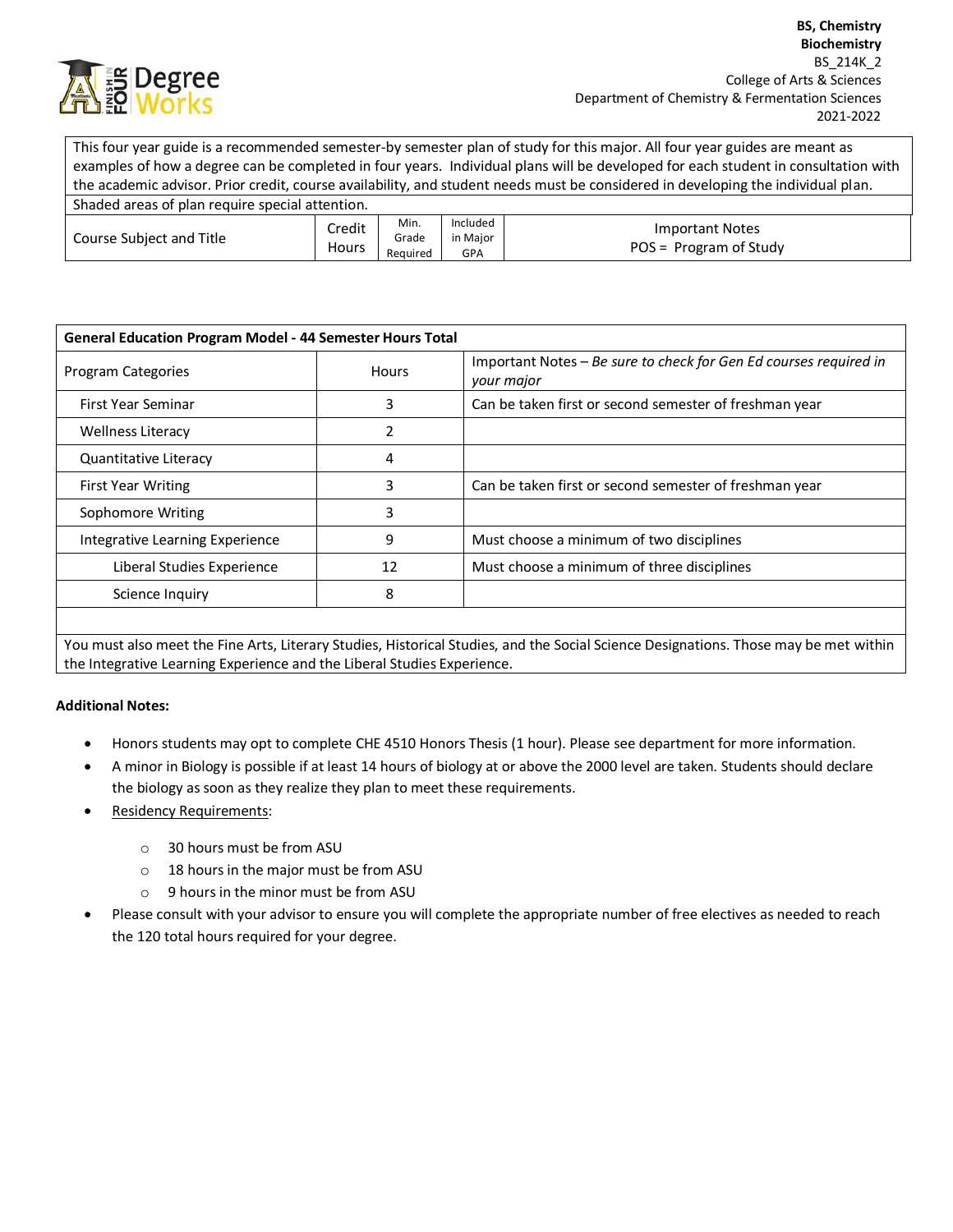BS, Chemistry
**Biochemistry**
BS_214K_2
College of Arts & Sciences
Department of Chemistry & Fermentation Sciences
2021-2022

| This four year guide is a recommended semester-by semester plan of study for this major. All four year guides are meant as examples of how a degree can be completed in four years. Individual plans will be developed for each student in consultation with the academic advisor. Prior credit, course availability, and student needs must be considered in developing the individual plan. | | | | |
|---|---|---|---|---|
| Shaded areas of plan require special attention. | | | | |
| Course Subject and Title | Credit Hours | Min. Grade Required | Included in Major GPA | Important Notes POS = Program of Study |

| General Education Program Model - 44 Semester Hours Total | | |
|---|---|---|
| Program Categories | Hours | Important Notes – *Be sure to check for Gen Ed courses required in your major* |
| First Year Seminar | 3 | Can be taken first or second semester of freshman year |
| Wellness Literacy | 2 | |
| Quantitative Literacy | 4 | |
| First Year Writing | 3 | Can be taken first or second semester of freshman year |
| Sophomore Writing | 3 | |
| Integrative Learning Experience | 9 | Must choose a minimum of two disciplines |
| Liberal Studies Experience | 12 | Must choose a minimum of three disciplines |
| Science Inquiry | 8 | |
| | | |
| You must also meet the Fine Arts, Literary Studies, Historical Studies, and the Social Science Designations. Those may be met within the Integrative Learning Experience and the Liberal Studies Experience. | | |

**Additional Notes:**

- Honors students may opt to complete CHE 4510 Honors Thesis (1 hour). Please see department for more information.
- A minor in Biology is possible if at least 14 hours of biology at or above the 2000 level are taken. Students should declare the biology as soon as they realize they plan to meet these requirements.
- Residency Requirements:
  - 30 hours must be from ASU
  - 18 hours in the major must be from ASU
  - 9 hours in the minor must be from ASU
- Please consult with your advisor to ensure you will complete the appropriate number of free electives as needed to reach the 120 total hours required for your degree.